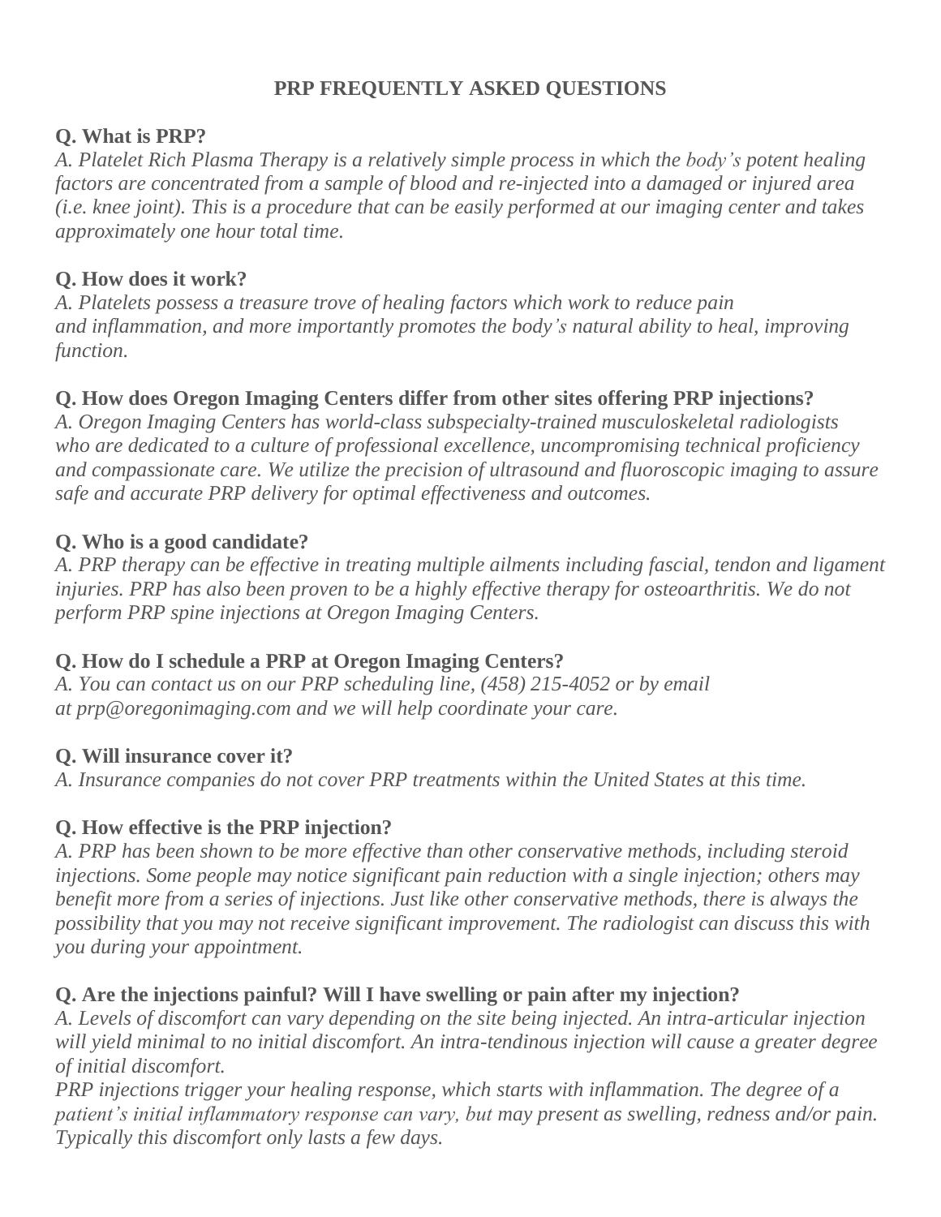# PRP FREQUENTLY ASKED QUESTIONS

**Q. What is PRP?**
*A. Platelet Rich Plasma Therapy is a relatively simple process in which the body's potent healing factors are concentrated from a sample of blood and re-injected into a damaged or injured area (i.e. knee joint). This is a procedure that can be easily performed at our imaging center and takes approximately one hour total time.*

**Q. How does it work?**
*A. Platelets possess a treasure trove of healing factors which work to reduce pain and inflammation, and more importantly promotes the body's natural ability to heal, improving function.*

**Q. How does Oregon Imaging Centers differ from other sites offering PRP injections?**
*A. Oregon Imaging Centers has world-class subspecialty-trained musculoskeletal radiologists who are dedicated to a culture of professional excellence, uncompromising technical proficiency and compassionate care. We utilize the precision of ultrasound and fluoroscopic imaging to assure safe and accurate PRP delivery for optimal effectiveness and outcomes.*

**Q. Who is a good candidate?**
*A. PRP therapy can be effective in treating multiple ailments including fascial, tendon and ligament injuries. PRP has also been proven to be a highly effective therapy for osteoarthritis. We do not perform PRP spine injections at Oregon Imaging Centers.*

**Q. How do I schedule a PRP at Oregon Imaging Centers?**
*A. You can contact us on our PRP scheduling line, (458) 215-4052 or by email at prp@oregonimaging.com and we will help coordinate your care.*

**Q. Will insurance cover it?**
*A. Insurance companies do not cover PRP treatments within the United States at this time.*

**Q. How effective is the PRP injection?**
*A. PRP has been shown to be more effective than other conservative methods, including steroid injections. Some people may notice significant pain reduction with a single injection; others may benefit more from a series of injections. Just like other conservative methods, there is always the possibility that you may not receive significant improvement. The radiologist can discuss this with you during your appointment.*

**Q. Are the injections painful? Will I have swelling or pain after my injection?**
*A. Levels of discomfort can vary depending on the site being injected. An intra-articular injection will yield minimal to no initial discomfort. An intra-tendinous injection will cause a greater degree of initial discomfort.*
*PRP injections trigger your healing response, which starts with inflammation. The degree of a patient's initial inflammatory response can vary, but may present as swelling, redness and/or pain. Typically this discomfort only lasts a few days.*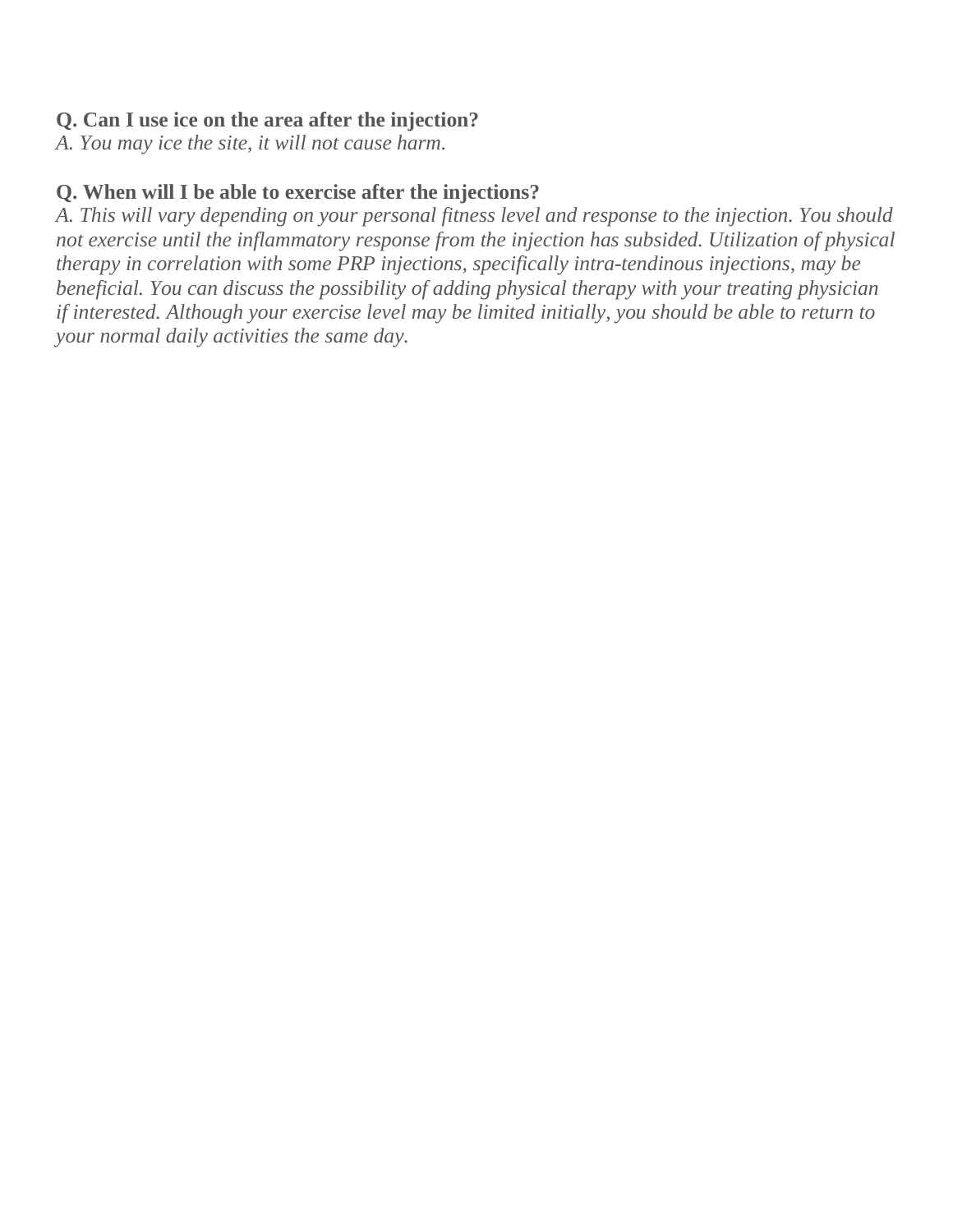**Q. Can I use ice on the area after the injection?**
*A. You may ice the site, it will not cause harm.*

**Q. When will I be able to exercise after the injections?**
*A. This will vary depending on your personal fitness level and response to the injection. You should not exercise until the inflammatory response from the injection has subsided. Utilization of physical therapy in correlation with some PRP injections, specifically intra-tendinous injections, may be beneficial. You can discuss the possibility of adding physical therapy with your treating physician if interested. Although your exercise level may be limited initially, you should be able to return to your normal daily activities the same day.*